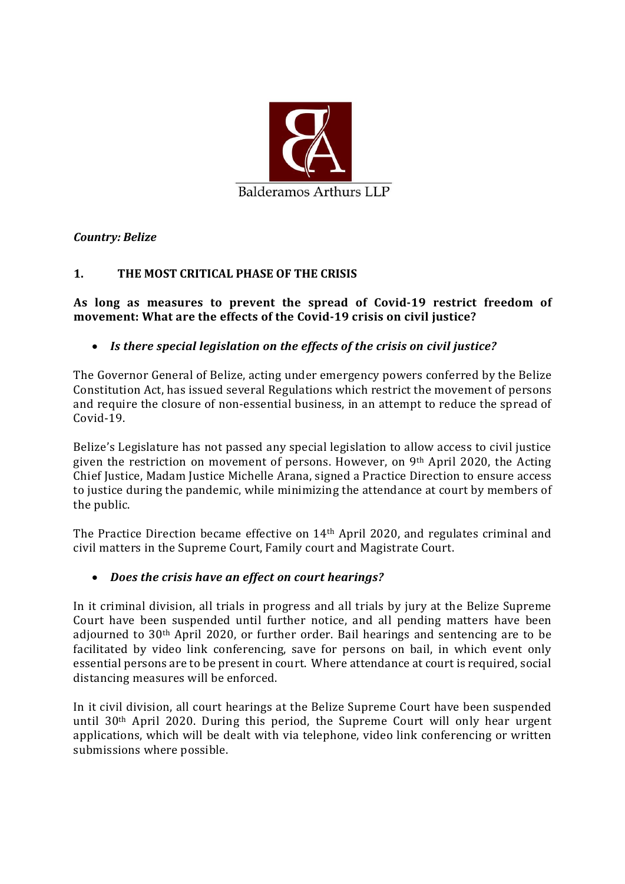Balderamos Arthurs LLP

***Country: Belize***

## 1. THE MOST CRITICAL PHASE OF THE CRISIS

**As long as measures to prevent the spread of Covid-19 restrict freedom of movement: What are the effects of the Covid-19 crisis on civil justice?**

- ***Is there special legislation on the effects of the crisis on civil justice?***

The Governor General of Belize, acting under emergency powers conferred by the Belize Constitution Act, has issued several Regulations which restrict the movement of persons and require the closure of non-essential business, in an attempt to reduce the spread of Covid-19.

Belize's Legislature has not passed any special legislation to allow access to civil justice given the restriction on movement of persons. However, on 9th April 2020, the Acting Chief Justice, Madam Justice Michelle Arana, signed a Practice Direction to ensure access to justice during the pandemic, while minimizing the attendance at court by members of the public.

The Practice Direction became effective on 14th April 2020, and regulates criminal and civil matters in the Supreme Court, Family court and Magistrate Court.

- ***Does the crisis have an effect on court hearings?***

In it criminal division, all trials in progress and all trials by jury at the Belize Supreme Court have been suspended until further notice, and all pending matters have been adjourned to 30th April 2020, or further order. Bail hearings and sentencing are to be facilitated by video link conferencing, save for persons on bail, in which event only essential persons are to be present in court. Where attendance at court is required, social distancing measures will be enforced.

In it civil division, all court hearings at the Belize Supreme Court have been suspended until 30th April 2020. During this period, the Supreme Court will only hear urgent applications, which will be dealt with via telephone, video link conferencing or written submissions where possible.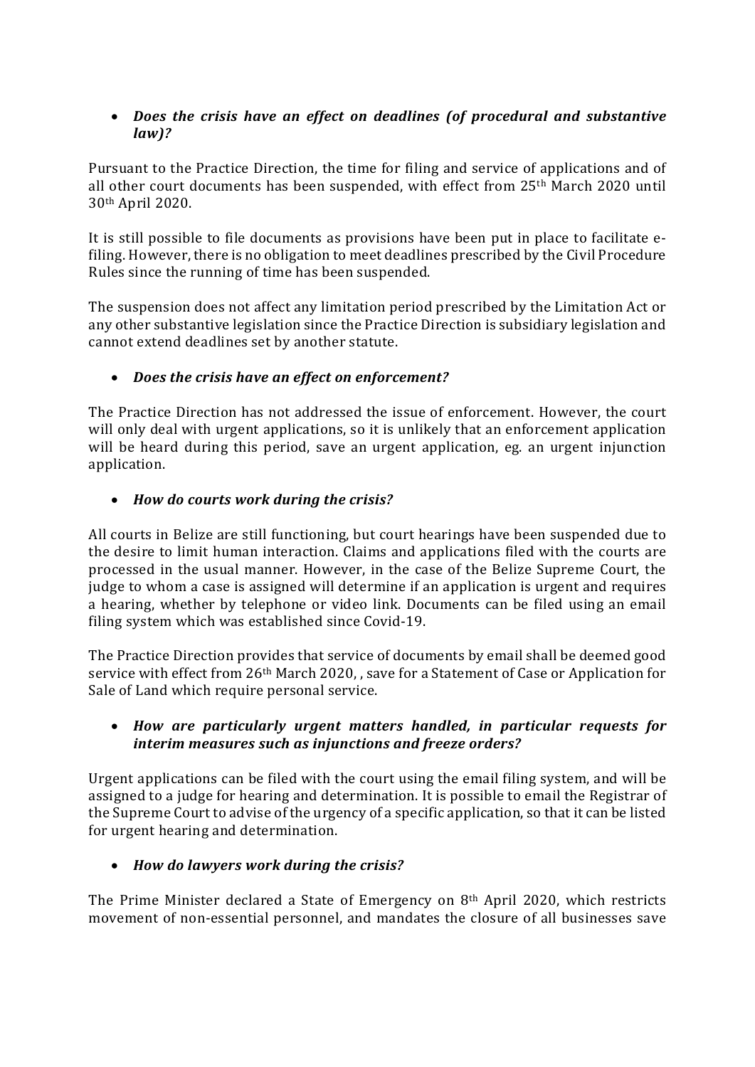- ***Does the crisis have an effect on deadlines (of procedural and substantive law)?***

Pursuant to the Practice Direction, the time for filing and service of applications and of all other court documents has been suspended, with effect from 25th March 2020 until 30th April 2020.

It is still possible to file documents as provisions have been put in place to facilitate e-filing. However, there is no obligation to meet deadlines prescribed by the Civil Procedure Rules since the running of time has been suspended.

The suspension does not affect any limitation period prescribed by the Limitation Act or any other substantive legislation since the Practice Direction is subsidiary legislation and cannot extend deadlines set by another statute.

- ***Does the crisis have an effect on enforcement?***

The Practice Direction has not addressed the issue of enforcement. However, the court will only deal with urgent applications, so it is unlikely that an enforcement application will be heard during this period, save an urgent application, eg. an urgent injunction application.

- ***How do courts work during the crisis?***

All courts in Belize are still functioning, but court hearings have been suspended due to the desire to limit human interaction. Claims and applications filed with the courts are processed in the usual manner. However, in the case of the Belize Supreme Court, the judge to whom a case is assigned will determine if an application is urgent and requires a hearing, whether by telephone or video link. Documents can be filed using an email filing system which was established since Covid-19.

The Practice Direction provides that service of documents by email shall be deemed good service with effect from 26th March 2020, , save for a Statement of Case or Application for Sale of Land which require personal service.

- ***How are particularly urgent matters handled, in particular requests for interim measures such as injunctions and freeze orders?***

Urgent applications can be filed with the court using the email filing system, and will be assigned to a judge for hearing and determination. It is possible to email the Registrar of the Supreme Court to advise of the urgency of a specific application, so that it can be listed for urgent hearing and determination.

- ***How do lawyers work during the crisis?***

The Prime Minister declared a State of Emergency on 8th April 2020, which restricts movement of non-essential personnel, and mandates the closure of all businesses save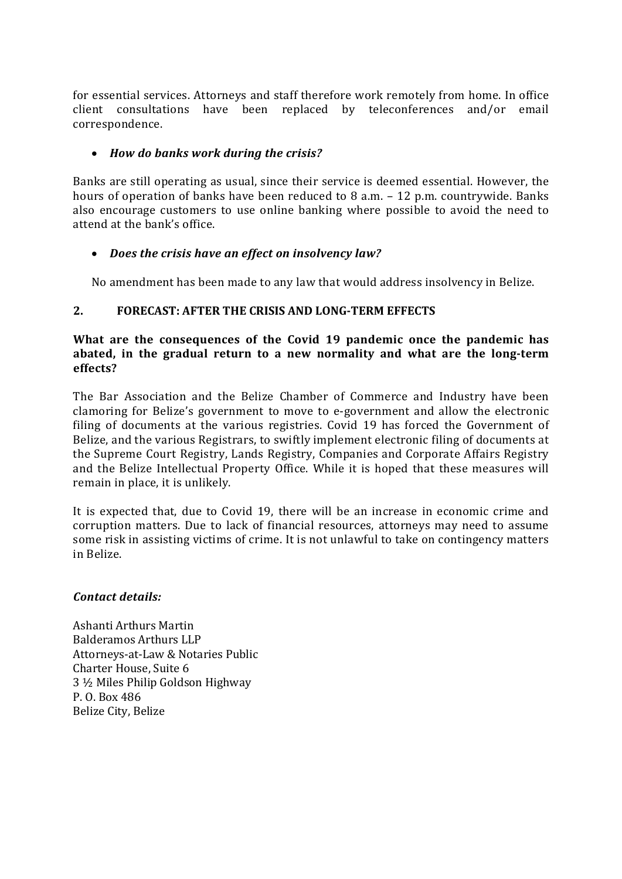for essential services. Attorneys and staff therefore work remotely from home. In office client consultations have been replaced by teleconferences and/or email correspondence.

- ***How do banks work during the crisis?***

Banks are still operating as usual, since their service is deemed essential. However, the hours of operation of banks have been reduced to 8 a.m. – 12 p.m. countrywide. Banks also encourage customers to use online banking where possible to avoid the need to attend at the bank's office.

- ***Does the crisis have an effect on insolvency law?***

No amendment has been made to any law that would address insolvency in Belize.

## 2. FORECAST: AFTER THE CRISIS AND LONG-TERM EFFECTS

**What are the consequences of the Covid 19 pandemic once the pandemic has abated, in the gradual return to a new normality and what are the long-term effects?**

The Bar Association and the Belize Chamber of Commerce and Industry have been clamoring for Belize's government to move to e-government and allow the electronic filing of documents at the various registries. Covid 19 has forced the Government of Belize, and the various Registrars, to swiftly implement electronic filing of documents at the Supreme Court Registry, Lands Registry, Companies and Corporate Affairs Registry and the Belize Intellectual Property Office. While it is hoped that these measures will remain in place, it is unlikely.

It is expected that, due to Covid 19, there will be an increase in economic crime and corruption matters. Due to lack of financial resources, attorneys may need to assume some risk in assisting victims of crime. It is not unlawful to take on contingency matters in Belize.

***Contact details:***

Ashanti Arthurs Martin
Balderamos Arthurs LLP
Attorneys-at-Law & Notaries Public
Charter House, Suite 6
3 ½ Miles Philip Goldson Highway
P. O. Box 486
Belize City, Belize